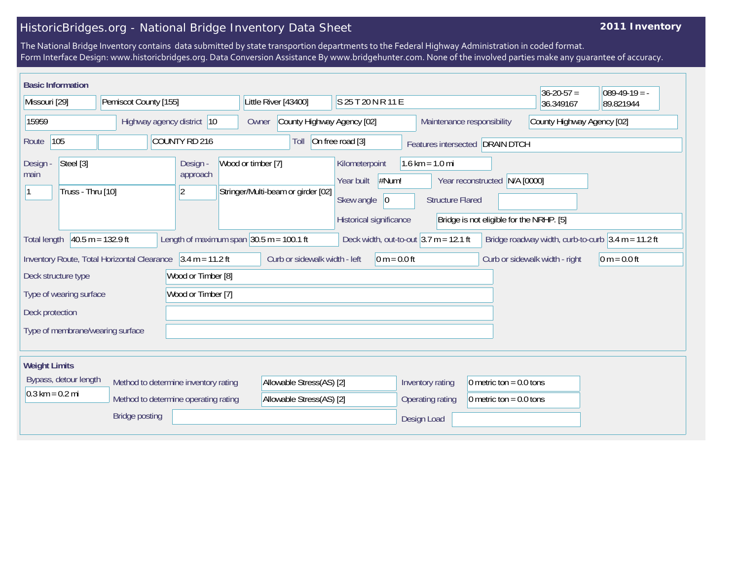# HistoricBridges.org - National Bridge Inventory Data Sheet

**2011 Inventory**

The National Bridge Inventory contains data submitted by state transportion departments to the Federal Highway Administration in coded format.
Form Interface Design: www.historicbridges.org. Data Conversion Assistance By www.bridgehunter.com. None of the involved parties make any guarantee of accuracy.

## Basic Information

| Field | Value |
|---|---|
| State | Missouri [29] |
| County | Pemiscot County [155] |
| Place | Little River [43400] |
| Location | S 25 T 20 N R 11 E |
| Latitude | 36-20-57 = 36.349167 |
| Longitude | 089-49-19 = -89.821944 |
| Structure Number | 15959 |
| Highway agency district | 10 |
| Owner | County Highway Agency [02] |
| Maintenance responsibility | County Highway Agency [02] |
| Route | 105 |
| Facility carried | COUNTY RD 216 |
| Toll | On free road [3] |
| Features intersected | DRAIN DTCH |
| Design - main | Steel [3] |
| Design - main (number of spans) | 1 |
| Design - main (type) | Truss - Thru [10] |
| Design - approach | Wood or timber [7] |
| Design - approach (number of spans) | 2 |
| Design - approach (type) | Stringer/Multi-beam or girder [02] |
| Kilometerpoint | 1.6 km = 1.0 mi |
| Year built | #Num! |
| Year reconstructed | N/A [0000] |
| Skew angle | 0 |
| Structure Flared | |
| Historical significance | Bridge is not eligible for the NRHP. [5] |
| Total length | 40.5 m = 132.9 ft |
| Length of maximum span | 30.5 m = 100.1 ft |
| Deck width, out-to-out | 3.7 m = 12.1 ft |
| Bridge roadway width, curb-to-curb | 3.4 m = 11.2 ft |
| Inventory Route, Total Horizontal Clearance | 3.4 m = 11.2 ft |
| Curb or sidewalk width - left | 0 m = 0.0 ft |
| Curb or sidewalk width - right | 0 m = 0.0 ft |
| Deck structure type | Wood or Timber [8] |
| Type of wearing surface | Wood or Timber [7] |
| Deck protection | |
| Type of membrane/wearing surface | |

## Weight Limits

| Field | Value |
|---|---|
| Bypass, detour length | 0.3 km = 0.2 mi |
| Method to determine inventory rating | Allowable Stress(AS) [2] |
| Method to determine operating rating | Allowable Stress(AS) [2] |
| Inventory rating | 0 metric ton = 0.0 tons |
| Operating rating | 0 metric ton = 0.0 tons |
| Bridge posting | |
| Design Load | |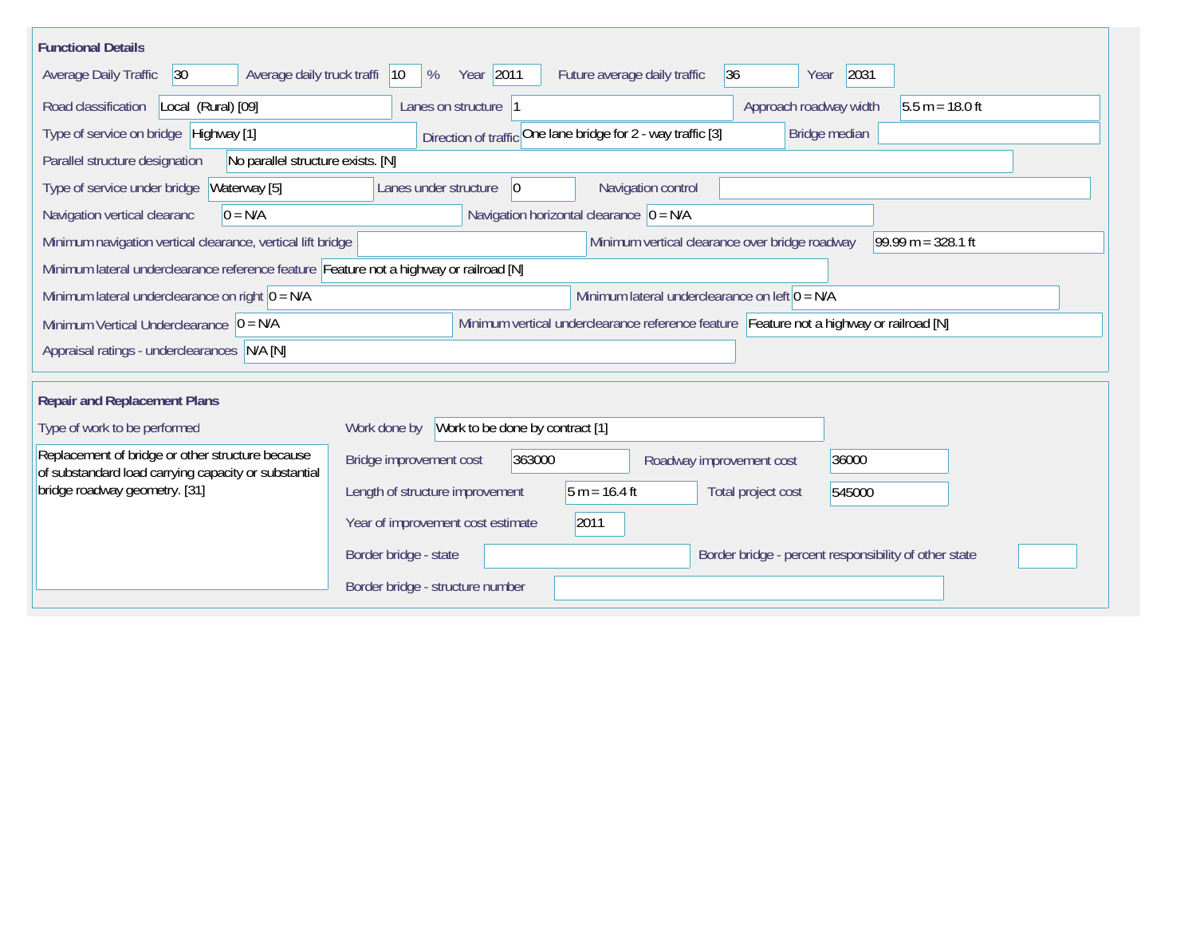## Functional Details

| Field | Value |
|---|---|
| Average Daily Traffic | 30 |
| Average daily truck traffi | 10 % |
| Year | 2011 |
| Future average daily traffic | 36 |
| Year | 2031 |
| Road classification | Local (Rural) [09] |
| Lanes on structure | 1 |
| Approach roadway width | 5.5 m = 18.0 ft |
| Type of service on bridge | Highway [1] |
| Direction of traffic | One lane bridge for 2 - way traffic [3] |
| Bridge median | |
| Parallel structure designation | No parallel structure exists. [N] |
| Type of service under bridge | Waterway [5] |
| Lanes under structure | 0 |
| Navigation control | |
| Navigation vertical clearanc | 0 = N/A |
| Navigation horizontal clearance | 0 = N/A |
| Minimum navigation vertical clearance, vertical lift bridge | |
| Minimum vertical clearance over bridge roadway | 99.99 m = 328.1 ft |
| Minimum lateral underclearance reference feature | Feature not a highway or railroad [N] |
| Minimum lateral underclearance on right | 0 = N/A |
| Minimum lateral underclearance on left | 0 = N/A |
| Minimum Vertical Underclearance | 0 = N/A |
| Minimum vertical underclearance reference feature | Feature not a highway or railroad [N] |
| Appraisal ratings - underclearances | N/A [N] |

## Repair and Replacement Plans

| Field | Value |
|---|---|
| Type of work to be performed | Replacement of bridge or other structure because of substandard load carrying capacity or substantial bridge roadway geometry. [31] |
| Work done by | Work to be done by contract [1] |
| Bridge improvement cost | 363000 |
| Roadway improvement cost | 36000 |
| Length of structure improvement | 5 m = 16.4 ft |
| Total project cost | 545000 |
| Year of improvement cost estimate | 2011 |
| Border bridge - state | |
| Border bridge - percent responsibility of other state | |
| Border bridge - structure number | |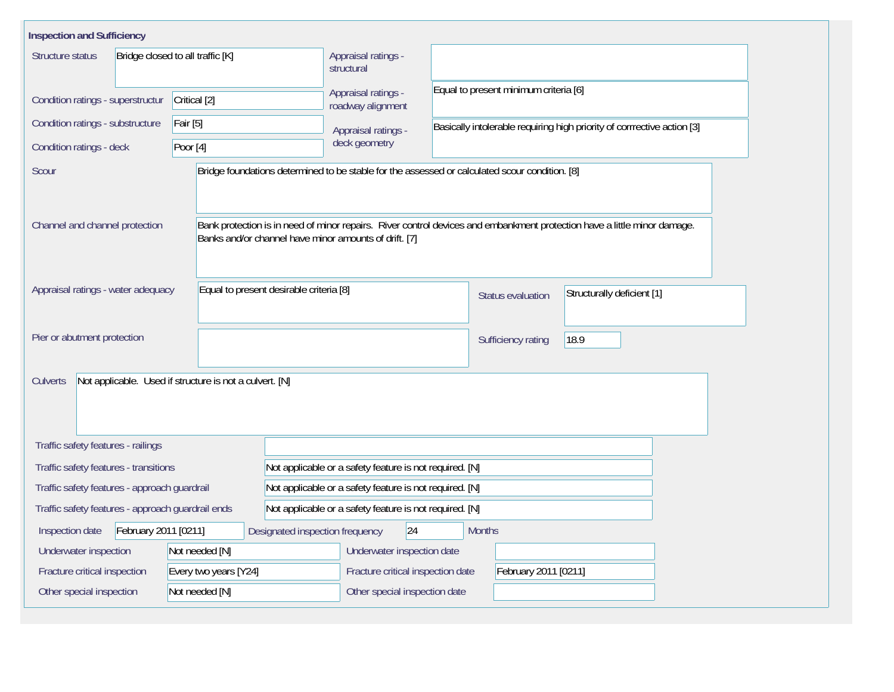## Inspection and Sufficiency

| Field | Value |
|---|---|
| Structure status | Bridge closed to all traffic [K] |
| Condition ratings - superstructur | Critical [2] |
| Condition ratings - substructure | Fair [5] |
| Condition ratings - deck | Poor [4] |
| Appraisal ratings - structural | |
| Appraisal ratings - roadway alignment | Equal to present minimum criteria [6] |
| Appraisal ratings - deck geometry | Basically intolerable requiring high priority of corrrective action [3] |
| Scour | Bridge foundations determined to be stable for the assessed or calculated scour condition. [8] |
| Channel and channel protection | Bank protection is in need of minor repairs. River control devices and embankment protection have a little minor damage. Banks and/or channel have minor amounts of drift. [7] |
| Appraisal ratings - water adequacy | Equal to present desirable criteria [8] |
| Status evaluation | Structurally deficient [1] |
| Pier or abutment protection | |
| Sufficiency rating | 18.9 |
| Culverts | Not applicable. Used if structure is not a culvert. [N] |
| Traffic safety features - railings | |
| Traffic safety features - transitions | Not applicable or a safety feature is not required. [N] |
| Traffic safety features - approach guardrail | Not applicable or a safety feature is not required. [N] |
| Traffic safety features - approach guardrail ends | Not applicable or a safety feature is not required. [N] |
| Inspection date | February 2011 [0211] |
| Designated inspection frequency | 24 Months |
| Underwater inspection | Not needed [N] |
| Underwater inspection date | |
| Fracture critical inspection | Every two years [Y24] |
| Fracture critical inspection date | February 2011 [0211] |
| Other special inspection | Not needed [N] |
| Other special inspection date | |